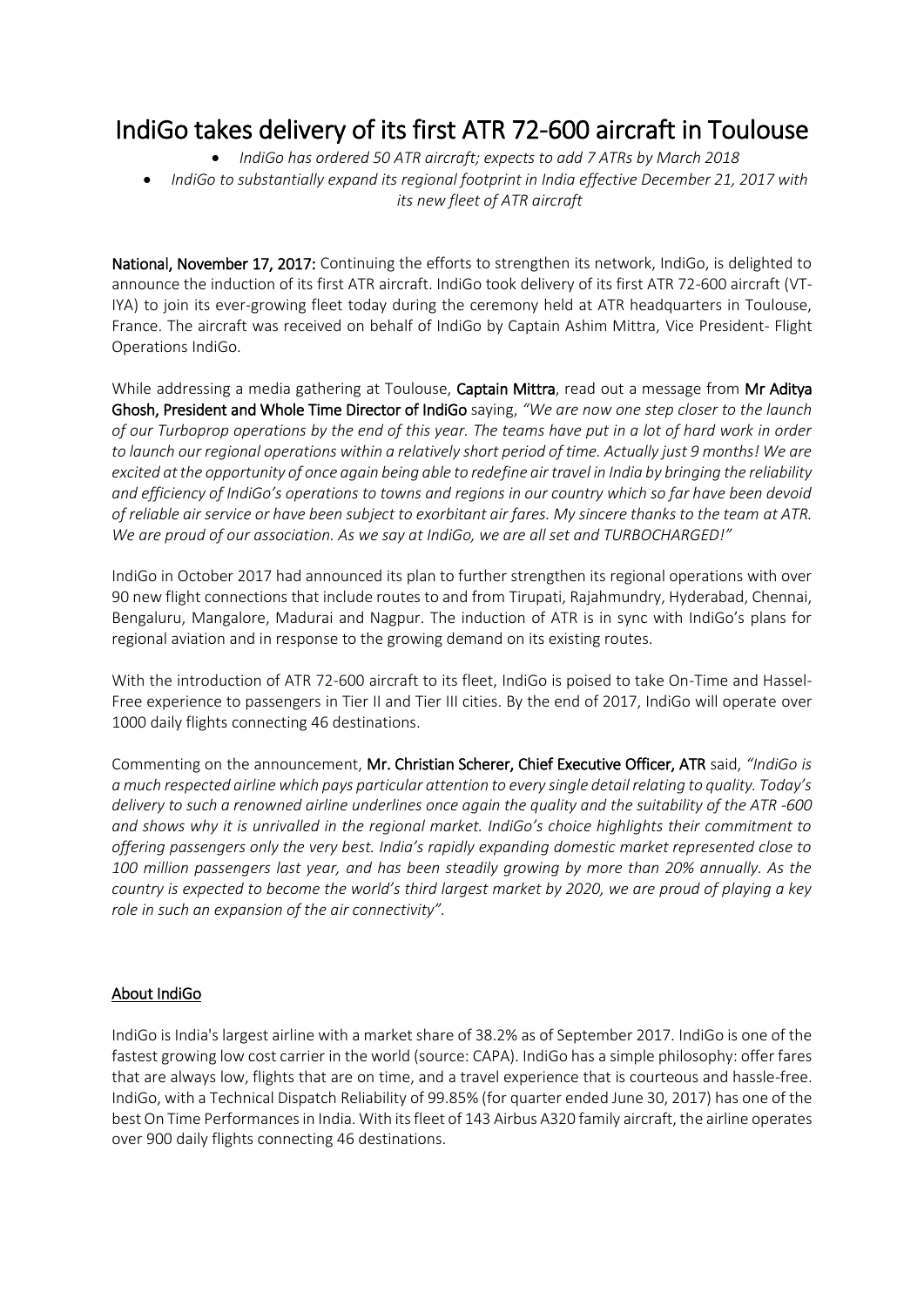# IndiGo takes delivery of its first ATR 72-600 aircraft in Toulouse

- *IndiGo has ordered 50 ATR aircraft; expects to add 7 ATRs by March 2018*
- *IndiGo to substantially expand its regional footprint in India effective December 21, 2017 with its new fleet of ATR aircraft*

**National, November 17, 2017:** Continuing the efforts to strengthen its network, IndiGo, is delighted to announce the induction of its first ATR aircraft. IndiGo took delivery of its first ATR 72-600 aircraft (VT-IYA) to join its ever-growing fleet today during the ceremony held at ATR headquarters in Toulouse, France. The aircraft was received on behalf of IndiGo by Captain Ashim Mittra, Vice President- Flight Operations IndiGo.

While addressing a media gathering at Toulouse, **Captain Mittra**, read out a message from **Mr Aditya Ghosh, President and Whole Time Director of IndiGo** saying, *"We are now one step closer to the launch of our Turboprop operations by the end of this year. The teams have put in a lot of hard work in order to launch our regional operations within a relatively short period of time. Actually just 9 months! We are excited at the opportunity of once again being able to redefine air travel in India by bringing the reliability and efficiency of IndiGo's operations to towns and regions in our country which so far have been devoid of reliable air service or have been subject to exorbitant air fares. My sincere thanks to the team at ATR. We are proud of our association. As we say at IndiGo, we are all set and TURBOCHARGED!"*

IndiGo in October 2017 had announced its plan to further strengthen its regional operations with over 90 new flight connections that include routes to and from Tirupati, Rajahmundry, Hyderabad, Chennai, Bengaluru, Mangalore, Madurai and Nagpur. The induction of ATR is in sync with IndiGo's plans for regional aviation and in response to the growing demand on its existing routes.

With the introduction of ATR 72-600 aircraft to its fleet, IndiGo is poised to take On-Time and Hassel-Free experience to passengers in Tier II and Tier III cities. By the end of 2017, IndiGo will operate over 1000 daily flights connecting 46 destinations.

Commenting on the announcement, **Mr. Christian Scherer, Chief Executive Officer, ATR** said, *"IndiGo is a much respected airline which pays particular attention to every single detail relating to quality. Today's delivery to such a renowned airline underlines once again the quality and the suitability of the ATR -600 and shows why it is unrivalled in the regional market. IndiGo's choice highlights their commitment to offering passengers only the very best. India's rapidly expanding domestic market represented close to 100 million passengers last year, and has been steadily growing by more than 20% annually. As the country is expected to become the world's third largest market by 2020, we are proud of playing a key role in such an expansion of the air connectivity".*

## About IndiGo

IndiGo is India's largest airline with a market share of 38.2% as of September 2017. IndiGo is one of the fastest growing low cost carrier in the world (source: CAPA). IndiGo has a simple philosophy: offer fares that are always low, flights that are on time, and a travel experience that is courteous and hassle-free. IndiGo, with a Technical Dispatch Reliability of 99.85% (for quarter ended June 30, 2017) has one of the best On Time Performances in India. With its fleet of 143 Airbus A320 family aircraft, the airline operates over 900 daily flights connecting 46 destinations.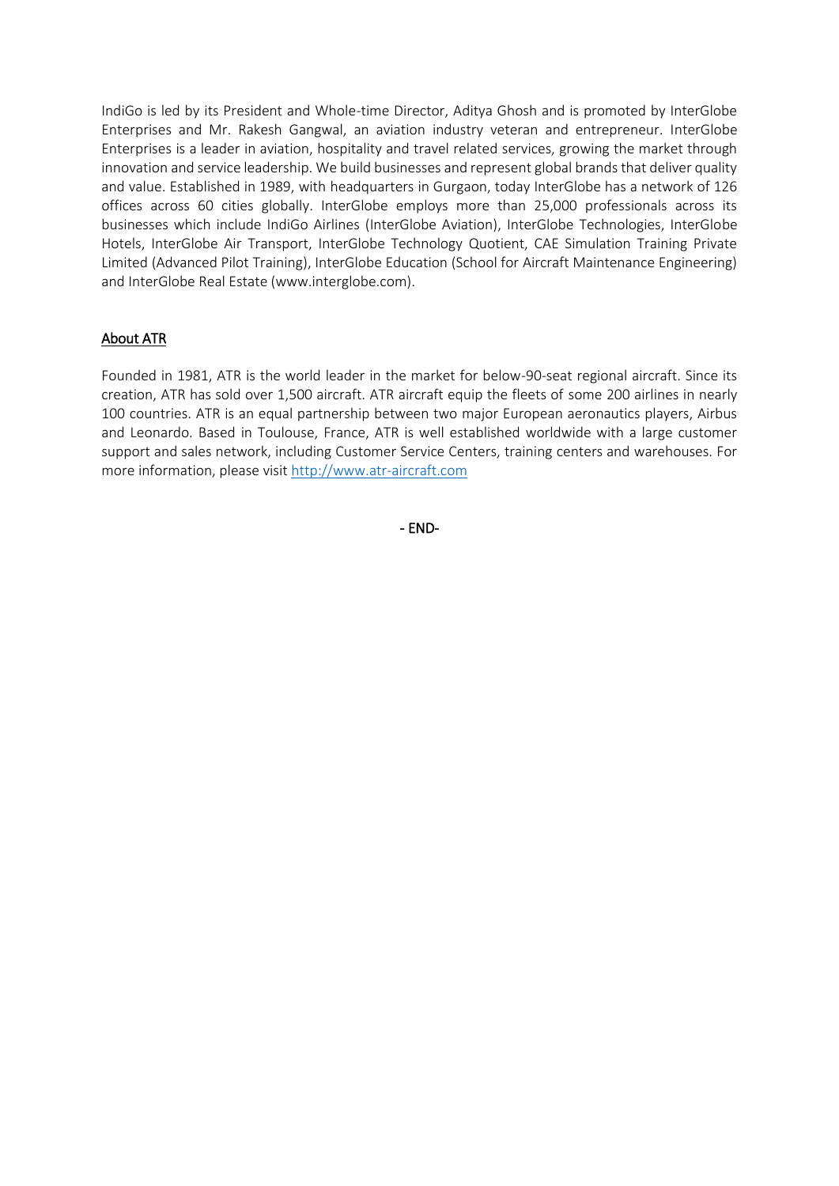IndiGo is led by its President and Whole-time Director, Aditya Ghosh and is promoted by InterGlobe Enterprises and Mr. Rakesh Gangwal, an aviation industry veteran and entrepreneur. InterGlobe Enterprises is a leader in aviation, hospitality and travel related services, growing the market through innovation and service leadership. We build businesses and represent global brands that deliver quality and value. Established in 1989, with headquarters in Gurgaon, today InterGlobe has a network of 126 offices across 60 cities globally. InterGlobe employs more than 25,000 professionals across its businesses which include IndiGo Airlines (InterGlobe Aviation), InterGlobe Technologies, InterGlobe Hotels, InterGlobe Air Transport, InterGlobe Technology Quotient, CAE Simulation Training Private Limited (Advanced Pilot Training), InterGlobe Education (School for Aircraft Maintenance Engineering) and InterGlobe Real Estate (www.interglobe.com).

## About ATR

Founded in 1981, ATR is the world leader in the market for below-90-seat regional aircraft. Since its creation, ATR has sold over 1,500 aircraft. ATR aircraft equip the fleets of some 200 airlines in nearly 100 countries. ATR is an equal partnership between two major European aeronautics players, Airbus and Leonardo. Based in Toulouse, France, ATR is well established worldwide with a large customer support and sales network, including Customer Service Centers, training centers and warehouses. For more information, please visit http://www.atr-aircraft.com

**- END-**